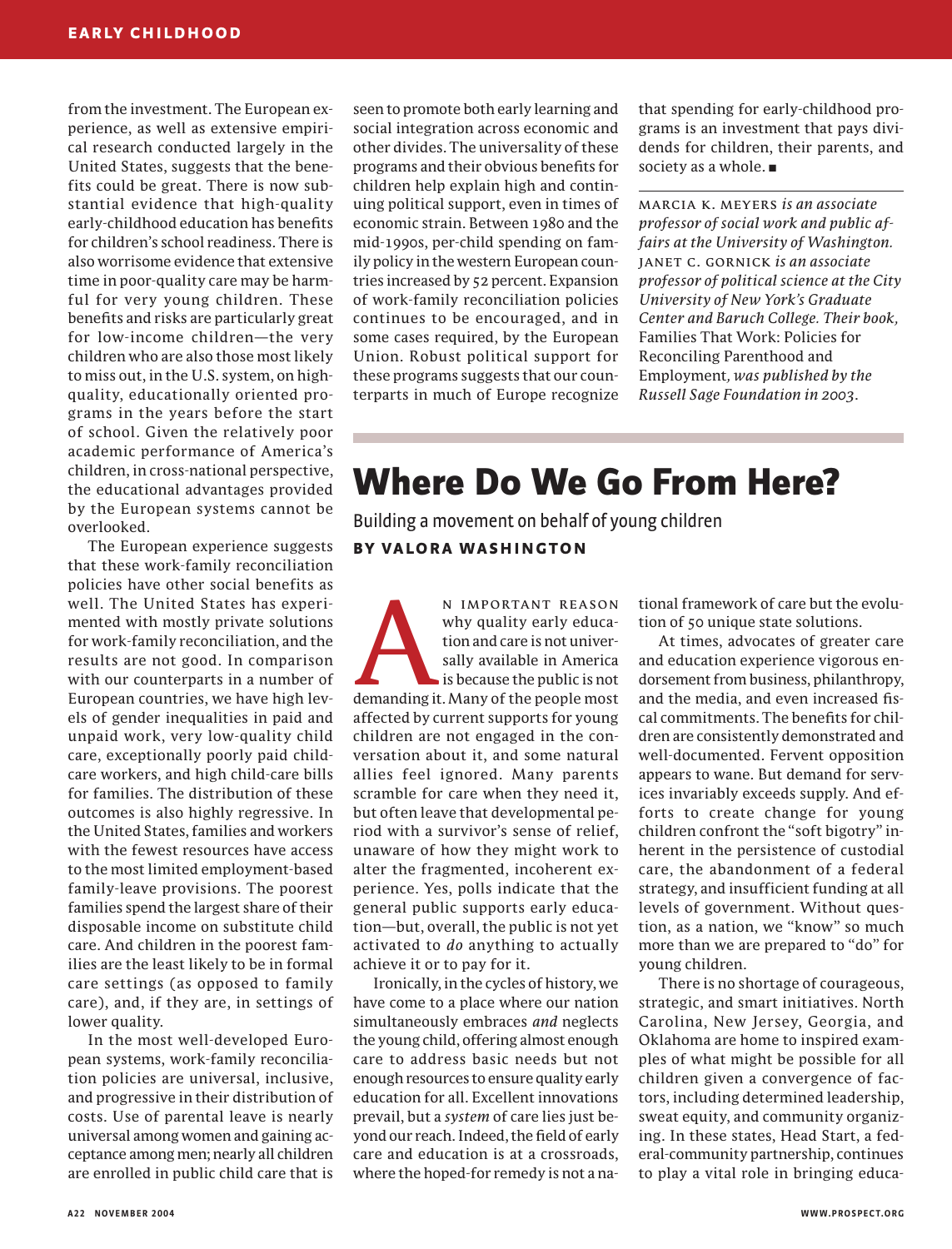from the investment. The European experience, as well as extensive empirical research conducted largely in the United States, suggests that the benefits could be great. There is now substantial evidence that high-quality early-childhood education has benefits for children's school readiness. There is also worrisome evidence that extensive time in poor-quality care may be harmful for very young children. These benefits and risks are particularly great for low-income children—the very children who are also those most likely to miss out, in the U.S. system, on high-quality, educationally oriented programs in the years before the start of school. Given the relatively poor academic performance of America's children, in cross-national perspective, the educational advantages provided by the European systems cannot be overlooked.

The European experience suggests that these work-family reconciliation policies have other social benefits as well. The United States has experimented with mostly private solutions for work-family reconciliation, and the results are not good. In comparison with our counterparts in a number of European countries, we have high levels of gender inequalities in paid and unpaid work, very low-quality child care, exceptionally poorly paid child-care workers, and high child-care bills for families. The distribution of these outcomes is also highly regressive. In the United States, families and workers with the fewest resources have access to the most limited employment-based family-leave provisions. The poorest families spend the largest share of their disposable income on substitute child care. And children in the poorest families are the least likely to be in formal care settings (as opposed to family care), and, if they are, in settings of lower quality.

In the most well-developed European systems, work-family reconciliation policies are universal, inclusive, and progressive in their distribution of costs. Use of parental leave is nearly universal among women and gaining acceptance among men; nearly all children are enrolled in public child care that is seen to promote both early learning and social integration across economic and other divides. The universality of these programs and their obvious benefits for children help explain high and continuing political support, even in times of economic strain. Between 1980 and the mid-1990s, per-child spending on family policy in the western European countries increased by 52 percent. Expansion of work-family reconciliation policies continues to be encouraged, and in some cases required, by the European Union. Robust political support for these programs suggests that our counterparts in much of Europe recognize that spending for early-childhood programs is an investment that pays dividends for children, their parents, and society as a whole. ■

MARCIA K. MEYERS *is an associate professor of social work and public affairs at the University of Washington.* JANET C. GORNICK *is an associate professor of political science at the City University of New York's Graduate Center and Baruch College. Their book,* Families That Work: Policies for Reconciling Parenthood and Employment*, was published by the Russell Sage Foundation in 2003.*

# Where Do We Go From Here?

## Building a movement on behalf of young children

**BY VALORA WASHINGTON**

AN IMPORTANT REASON why quality early education and care is not universally available in America is because the public is not demanding it. Many of the people most affected by current supports for young children are not engaged in the conversation about it, and some natural allies feel ignored. Many parents scramble for care when they need it, but often leave that developmental period with a survivor's sense of relief, unaware of how they might work to alter the fragmented, incoherent experience. Yes, polls indicate that the general public supports early education—but, overall, the public is not yet activated to *do* anything to actually achieve it or to pay for it.

Ironically, in the cycles of history, we have come to a place where our nation simultaneously embraces *and* neglects the young child, offering almost enough care to address basic needs but not enough resources to ensure quality early education for all. Excellent innovations prevail, but a *system* of care lies just beyond our reach. Indeed, the field of early care and education is at a crossroads, where the hoped-for remedy is not a national framework of care but the evolution of 50 unique state solutions.

At times, advocates of greater care and education experience vigorous endorsement from business, philanthropy, and the media, and even increased fiscal commitments. The benefits for children are consistently demonstrated and well-documented. Fervent opposition appears to wane. But demand for services invariably exceeds supply. And efforts to create change for young children confront the "soft bigotry" inherent in the persistence of custodial care, the abandonment of a federal strategy, and insufficient funding at all levels of government. Without question, as a nation, we "know" so much more than we are prepared to "do" for young children.

There is no shortage of courageous, strategic, and smart initiatives. North Carolina, New Jersey, Georgia, and Oklahoma are home to inspired examples of what might be possible for all children given a convergence of factors, including determined leadership, sweat equity, and community organizing. In these states, Head Start, a federal-community partnership, continues to play a vital role in bringing educa-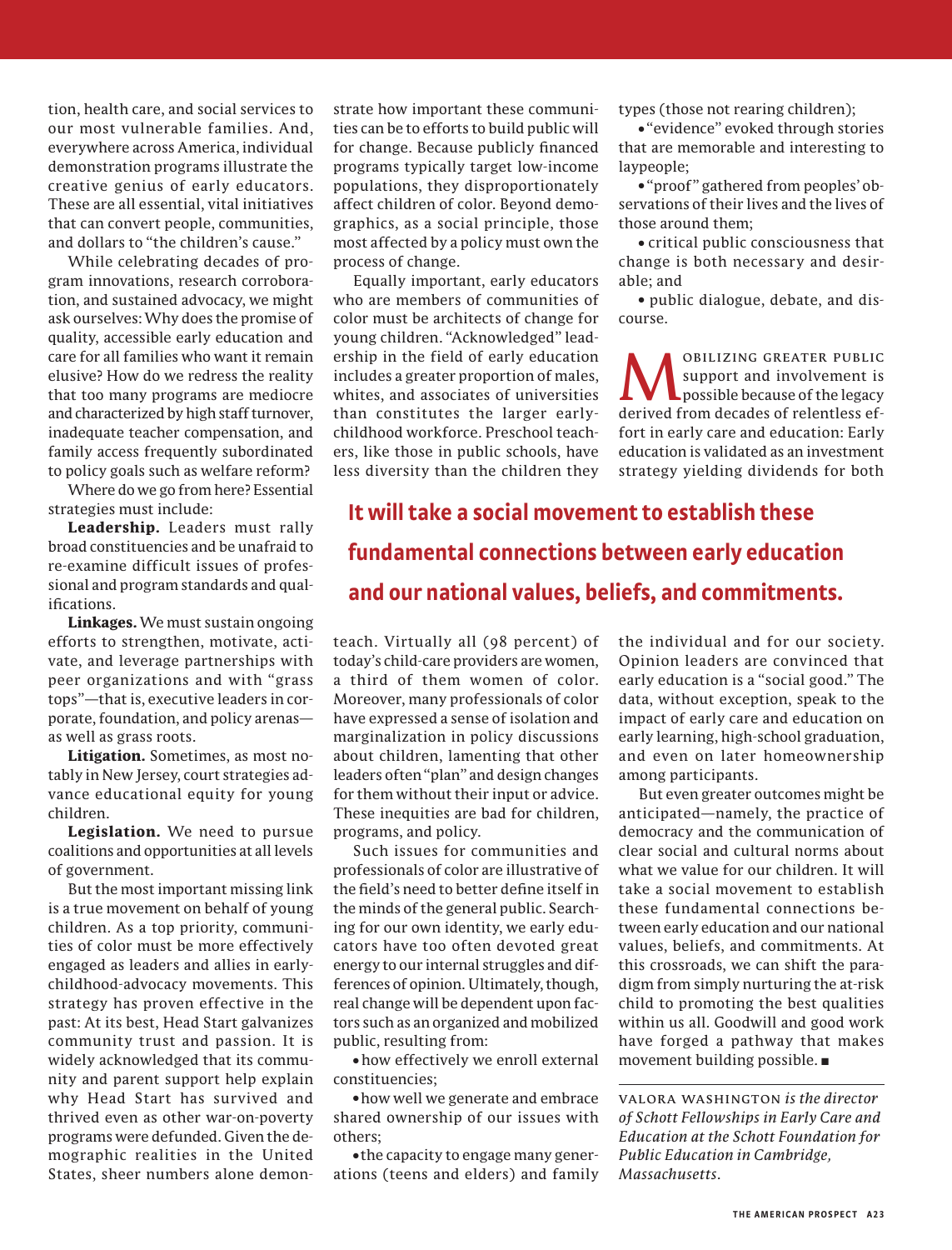tion, health care, and social services to our most vulnerable families. And, everywhere across America, individual demonstration programs illustrate the creative genius of early educators. These are all essential, vital initiatives that can convert people, communities, and dollars to "the children's cause."

While celebrating decades of program innovations, research corroboration, and sustained advocacy, we might ask ourselves: Why does the promise of quality, accessible early education and care for all families who want it remain elusive? How do we redress the reality that too many programs are mediocre and characterized by high staff turnover, inadequate teacher compensation, and family access frequently subordinated to policy goals such as welfare reform?

Where do we go from here? Essential strategies must include:

**Leadership.** Leaders must rally broad constituencies and be unafraid to re-examine difficult issues of professional and program standards and qualifications.

**Linkages.** We must sustain ongoing efforts to strengthen, motivate, activate, and leverage partnerships with peer organizations and with "grass tops"—that is, executive leaders in corporate, foundation, and policy arenas—as well as grass roots.

**Litigation.** Sometimes, as most notably in New Jersey, court strategies advance educational equity for young children.

**Legislation.** We need to pursue coalitions and opportunities at all levels of government.

But the most important missing link is a true movement on behalf of young children. As a top priority, communities of color must be more effectively engaged as leaders and allies in early-childhood-advocacy movements. This strategy has proven effective in the past: At its best, Head Start galvanizes community trust and passion. It is widely acknowledged that its community and parent support help explain why Head Start has survived and thrived even as other war-on-poverty programs were defunded. Given the demographic realities in the United States, sheer numbers alone demonstrate how important these communities can be to efforts to build public will for change. Because publicly financed programs typically target low-income populations, they disproportionately affect children of color. Beyond demographics, as a social principle, those most affected by a policy must own the process of change.

Equally important, early educators who are members of communities of color must be architects of change for young children. "Acknowledged" leadership in the field of early education includes a greater proportion of males, whites, and associates of universities than constitutes the larger early-childhood workforce. Preschool teachers, like those in public schools, have less diversity than the children they teach. Virtually all (98 percent) of today's child-care providers are women, a third of them women of color. Moreover, many professionals of color have expressed a sense of isolation and marginalization in policy discussions about children, lamenting that other leaders often "plan" and design changes for them without their input or advice. These inequities are bad for children, programs, and policy.

Such issues for communities and professionals of color are illustrative of the field's need to better define itself in the minds of the general public. Searching for our own identity, we early educators have too often devoted great energy to our internal struggles and differences of opinion. Ultimately, though, real change will be dependent upon factors such as an organized and mobilized public, resulting from:

- how effectively we enroll external constituencies;
- how well we generate and embrace shared ownership of our issues with others;
- the capacity to engage many generations (teens and elders) and family types (those not rearing children);
- "evidence" evoked through stories that are memorable and interesting to laypeople;
- "proof" gathered from peoples' observations of their lives and the lives of those around them;
- critical public consciousness that change is both necessary and desirable; and
- public dialogue, debate, and discourse.

**It will take a social movement to establish these fundamental connections between early education and our national values, beliefs, and commitments.**

Mobilizing greater public support and involvement is possible because of the legacy derived from decades of relentless effort in early care and education: Early education is validated as an investment strategy yielding dividends for both the individual and for our society. Opinion leaders are convinced that early education is a "social good." The data, without exception, speak to the impact of early care and education on early learning, high-school graduation, and even on later homeownership among participants.

But even greater outcomes might be anticipated—namely, the practice of democracy and the communication of clear social and cultural norms about what we value for our children. It will take a social movement to establish these fundamental connections between early education and our national values, beliefs, and commitments. At this crossroads, we can shift the paradigm from simply nurturing the at-risk child to promoting the best qualities within us all. Goodwill and good work have forged a pathway that makes movement building possible. ■

VALORA WASHINGTON *is the director of Schott Fellowships in Early Care and Education at the Schott Foundation for Public Education in Cambridge, Massachusetts.*